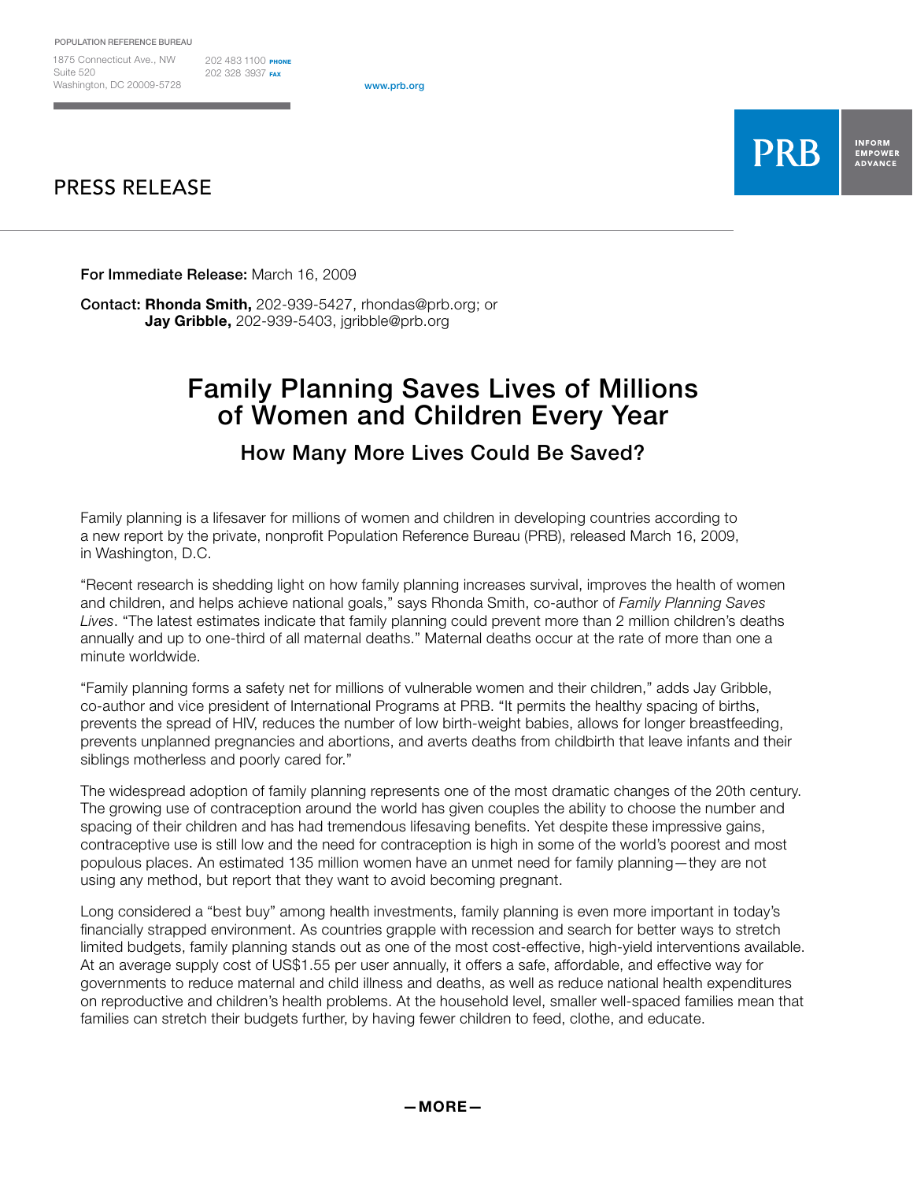POPULATION REFERENCE BUREAU

1875 Connecticut Ave., NW
Suite 520
Washington, DC 20009-5728

202 483 1100 PHONE
202 328 3937 FAX

www.prb.org

PRB INFORM EMPOWER ADVANCE

# PRESS RELEASE

**For Immediate Release:** March 16, 2009

**Contact: Rhonda Smith,** 202-939-5427, rhondas@prb.org; or
**Jay Gribble,** 202-939-5403, jgribble@prb.org

## Family Planning Saves Lives of Millions of Women and Children Every Year

### How Many More Lives Could Be Saved?

Family planning is a lifesaver for millions of women and children in developing countries according to a new report by the private, nonprofit Population Reference Bureau (PRB), released March 16, 2009, in Washington, D.C.

"Recent research is shedding light on how family planning increases survival, improves the health of women and children, and helps achieve national goals," says Rhonda Smith, co-author of *Family Planning Saves Lives*. "The latest estimates indicate that family planning could prevent more than 2 million children's deaths annually and up to one-third of all maternal deaths." Maternal deaths occur at the rate of more than one a minute worldwide.

"Family planning forms a safety net for millions of vulnerable women and their children," adds Jay Gribble, co-author and vice president of International Programs at PRB. "It permits the healthy spacing of births, prevents the spread of HIV, reduces the number of low birth-weight babies, allows for longer breastfeeding, prevents unplanned pregnancies and abortions, and averts deaths from childbirth that leave infants and their siblings motherless and poorly cared for."

The widespread adoption of family planning represents one of the most dramatic changes of the 20th century. The growing use of contraception around the world has given couples the ability to choose the number and spacing of their children and has had tremendous lifesaving benefits. Yet despite these impressive gains, contraceptive use is still low and the need for contraception is high in some of the world's poorest and most populous places. An estimated 135 million women have an unmet need for family planning—they are not using any method, but report that they want to avoid becoming pregnant.

Long considered a "best buy" among health investments, family planning is even more important in today's financially strapped environment. As countries grapple with recession and search for better ways to stretch limited budgets, family planning stands out as one of the most cost-effective, high-yield interventions available. At an average supply cost of US$1.55 per user annually, it offers a safe, affordable, and effective way for governments to reduce maternal and child illness and deaths, as well as reduce national health expenditures on reproductive and children's health problems. At the household level, smaller well-spaced families mean that families can stretch their budgets further, by having fewer children to feed, clothe, and educate.

—MORE—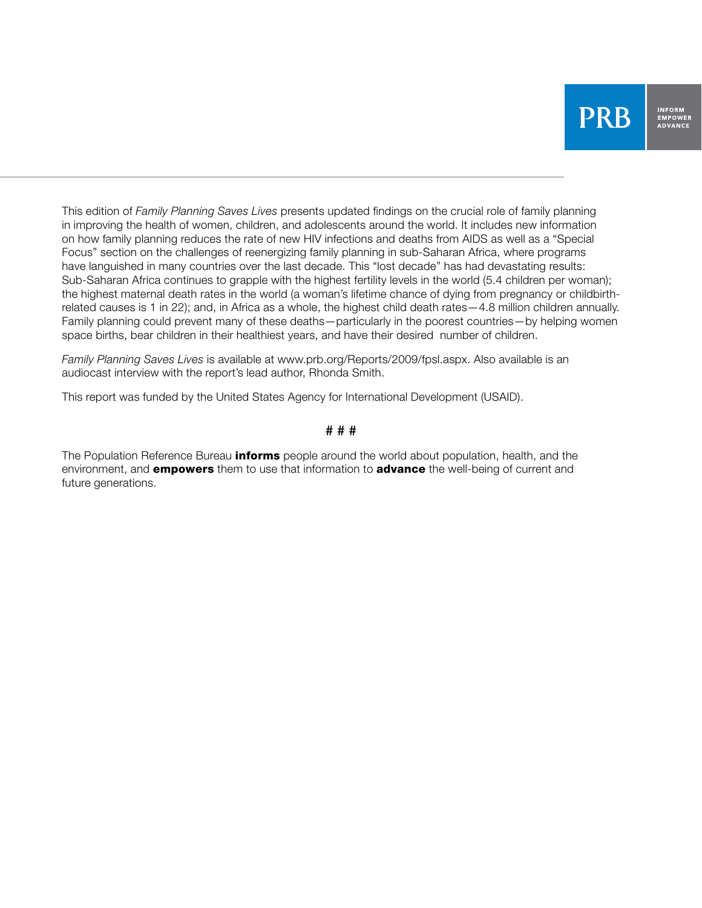PRB

INFORM
EMPOWER
ADVANCE

This edition of *Family Planning Saves Lives* presents updated findings on the crucial role of family planning in improving the health of women, children, and adolescents around the world. It includes new information on how family planning reduces the rate of new HIV infections and deaths from AIDS as well as a "Special Focus" section on the challenges of reenergizing family planning in sub-Saharan Africa, where programs have languished in many countries over the last decade. This "lost decade" has had devastating results: Sub-Saharan Africa continues to grapple with the highest fertility levels in the world (5.4 children per woman); the highest maternal death rates in the world (a woman's lifetime chance of dying from pregnancy or childbirth-related causes is 1 in 22); and, in Africa as a whole, the highest child death rates—4.8 million children annually. Family planning could prevent many of these deaths—particularly in the poorest countries—by helping women space births, bear children in their healthiest years, and have their desired number of children.

*Family Planning Saves Lives* is available at www.prb.org/Reports/2009/fpsl.aspx. Also available is an audiocast interview with the report's lead author, Rhonda Smith.

This report was funded by the United States Agency for International Development (USAID).

# # #

The Population Reference Bureau **informs** people around the world about population, health, and the environment, and **empowers** them to use that information to **advance** the well-being of current and future generations.